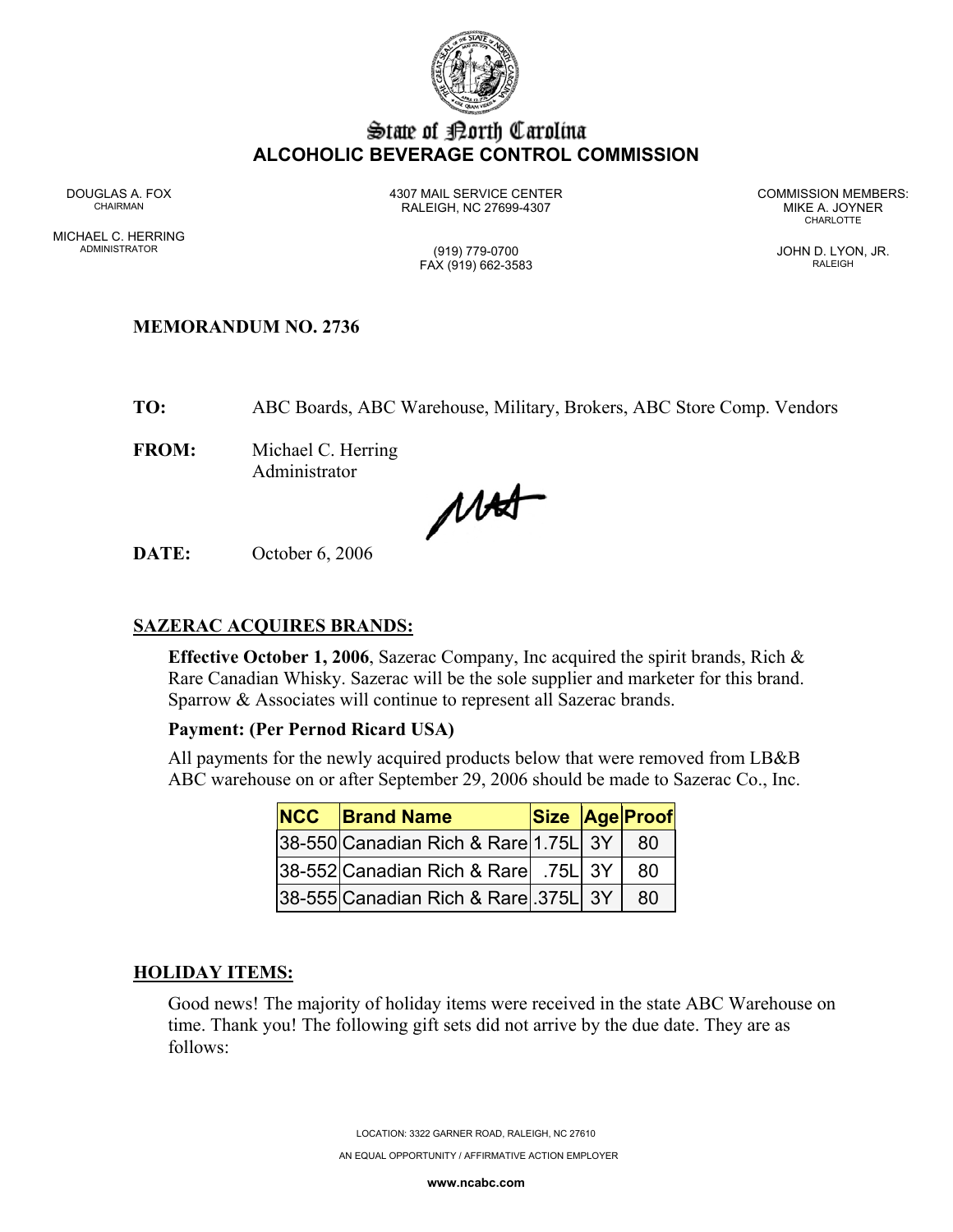# State of North Carolina
## ALCOHOLIC BEVERAGE CONTROL COMMISSION

DOUGLAS A. FOX
CHAIRMAN

MICHAEL C. HERRING
ADMINISTRATOR

4307 MAIL SERVICE CENTER
RALEIGH, NC 27699-4307

(919) 779-0700
FAX (919) 662-3583

COMMISSION MEMBERS:
MIKE A. JOYNER
CHARLOTTE

JOHN D. LYON, JR.
RALEIGH

**MEMORANDUM NO. 2736**

**TO:** ABC Boards, ABC Warehouse, Military, Brokers, ABC Store Comp. Vendors

**FROM:** Michael C. Herring
Administrator

**DATE:** October 6, 2006

**SAZERAC ACQUIRES BRANDS:**

**Effective October 1, 2006**, Sazerac Company, Inc acquired the spirit brands, Rich & Rare Canadian Whisky. Sazerac will be the sole supplier and marketer for this brand. Sparrow & Associates will continue to represent all Sazerac brands.

**Payment: (Per Pernod Ricard USA)**

All payments for the newly acquired products below that were removed from LB&B ABC warehouse on or after September 29, 2006 should be made to Sazerac Co., Inc.

| NCC | Brand Name | Size | Age | Proof |
|---|---|---|---|---|
| 38-550 | Canadian Rich & Rare | 1.75L | 3Y | 80 |
| 38-552 | Canadian Rich & Rare | .75L | 3Y | 80 |
| 38-555 | Canadian Rich & Rare | .375L | 3Y | 80 |

**HOLIDAY ITEMS:**

Good news! The majority of holiday items were received in the state ABC Warehouse on time. Thank you! The following gift sets did not arrive by the due date. They are as follows:

LOCATION: 3322 GARNER ROAD, RALEIGH, NC 27610

AN EQUAL OPPORTUNITY / AFFIRMATIVE ACTION EMPLOYER

**www.ncabc.com**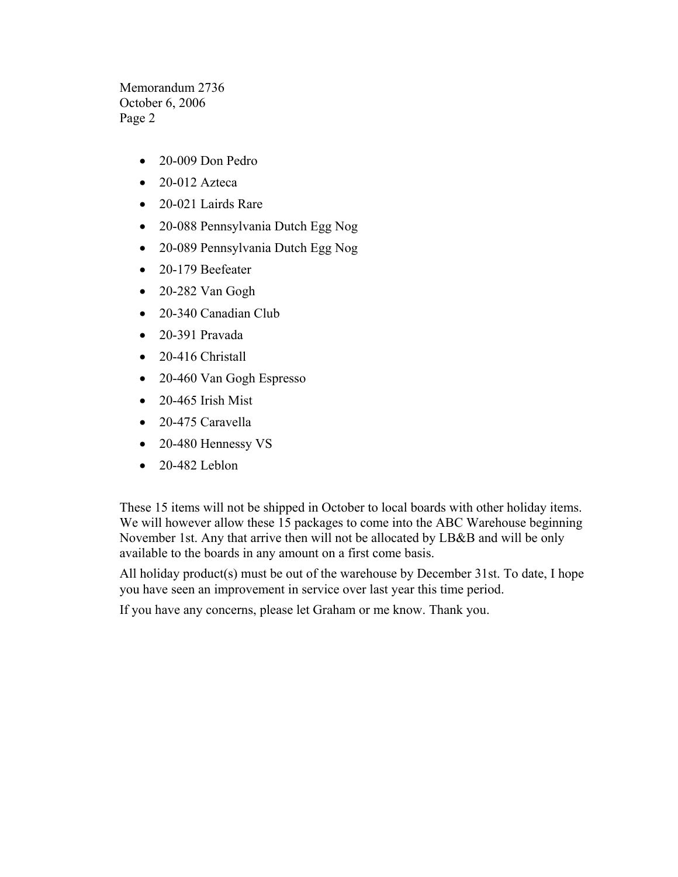- 20-009 Don Pedro
- 20-012 Azteca
- 20-021 Lairds Rare
- 20-088 Pennsylvania Dutch Egg Nog
- 20-089 Pennsylvania Dutch Egg Nog
- 20-179 Beefeater
- 20-282 Van Gogh
- 20-340 Canadian Club
- 20-391 Pravada
- 20-416 Christall
- 20-460 Van Gogh Espresso
- 20-465 Irish Mist
- 20-475 Caravella
- 20-480 Hennessy VS
- 20-482 Leblon

These 15 items will not be shipped in October to local boards with other holiday items. We will however allow these 15 packages to come into the ABC Warehouse beginning November 1st. Any that arrive then will not be allocated by LB&B and will be only available to the boards in any amount on a first come basis.

All holiday product(s) must be out of the warehouse by December 31st. To date, I hope you have seen an improvement in service over last year this time period.

If you have any concerns, please let Graham or me know. Thank you.